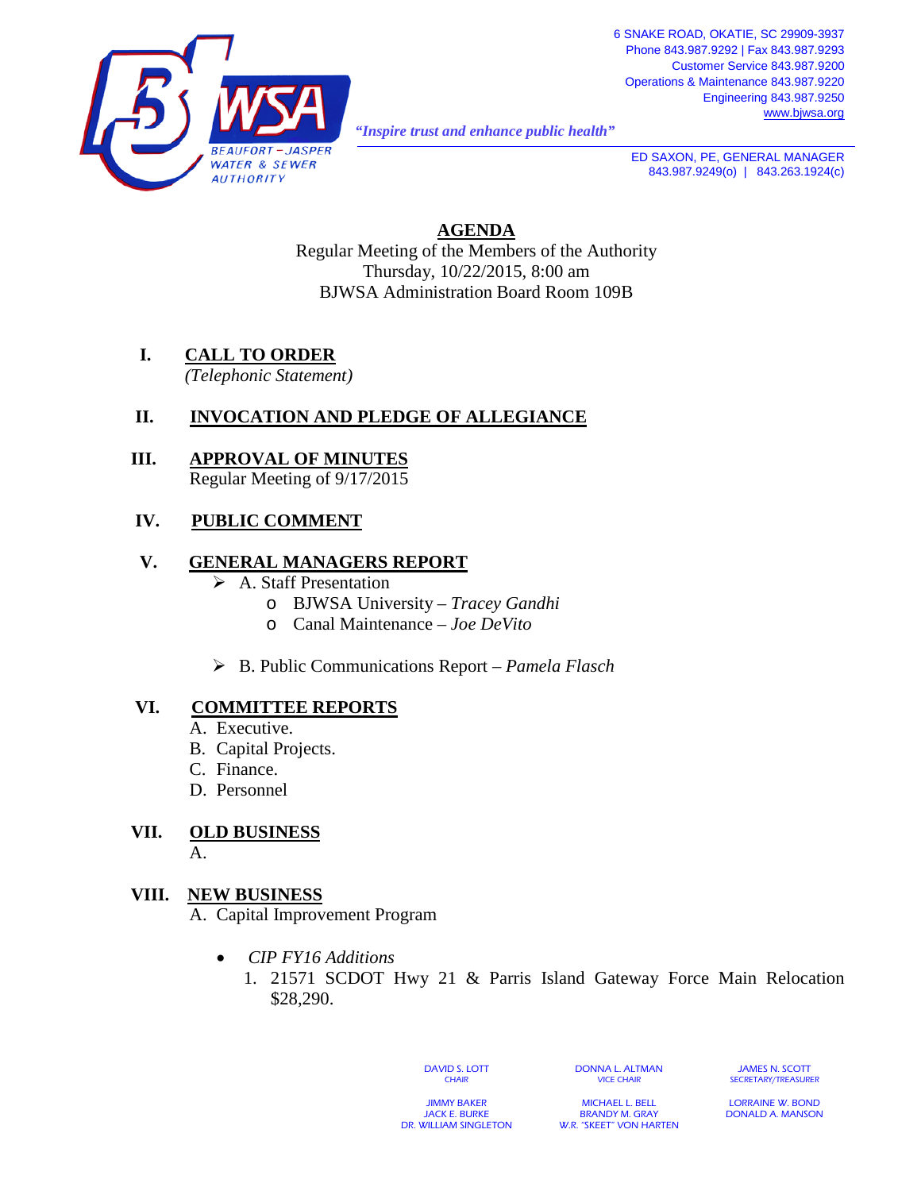6 SNAKE ROAD, OKATIE, SC 29909-3937
Phone 843.987.9292 | Fax 843.987.9293
Customer Service 843.987.9200
Operations & Maintenance 843.987.9220
Engineering 843.987.9250
www.bjwsa.org

BEAUFORT – JASPER WATER & SEWER AUTHORITY

*"Inspire trust and enhance public health"*

ED SAXON, PE, GENERAL MANAGER
843.987.9249(o) | 843.263.1924(c)

# AGENDA

Regular Meeting of the Members of the Authority
Thursday, 10/22/2015, 8:00 am
BJWSA Administration Board Room 109B

## I. CALL TO ORDER

*(Telephonic Statement)*

## II. INVOCATION AND PLEDGE OF ALLEGIANCE

## III. APPROVAL OF MINUTES

Regular Meeting of 9/17/2015

## IV. PUBLIC COMMENT

## V. GENERAL MANAGERS REPORT

- A. Staff Presentation
  - BJWSA University – *Tracey Gandhi*
  - Canal Maintenance – *Joe DeVito*
- B. Public Communications Report – *Pamela Flasch*

## VI. COMMITTEE REPORTS

A. Executive.
B. Capital Projects.
C. Finance.
D. Personnel

## VII. OLD BUSINESS

A.

## VIII. NEW BUSINESS

A. Capital Improvement Program

- *CIP FY16 Additions*
  1. 21571 SCDOT Hwy 21 & Parris Island Gateway Force Main Relocation $28,290.

DAVID S. LOTT, CHAIR
DONNA L. ALTMAN, VICE CHAIR
JAMES N. SCOTT, SECRETARY/TREASURER

JIMMY BAKER
JACK E. BURKE
DR. WILLIAM SINGLETON
MICHAEL L. BELL
BRANDY M. GRAY
W.R. "SKEET" VON HARTEN
LORRAINE W. BOND
DONALD A. MANSON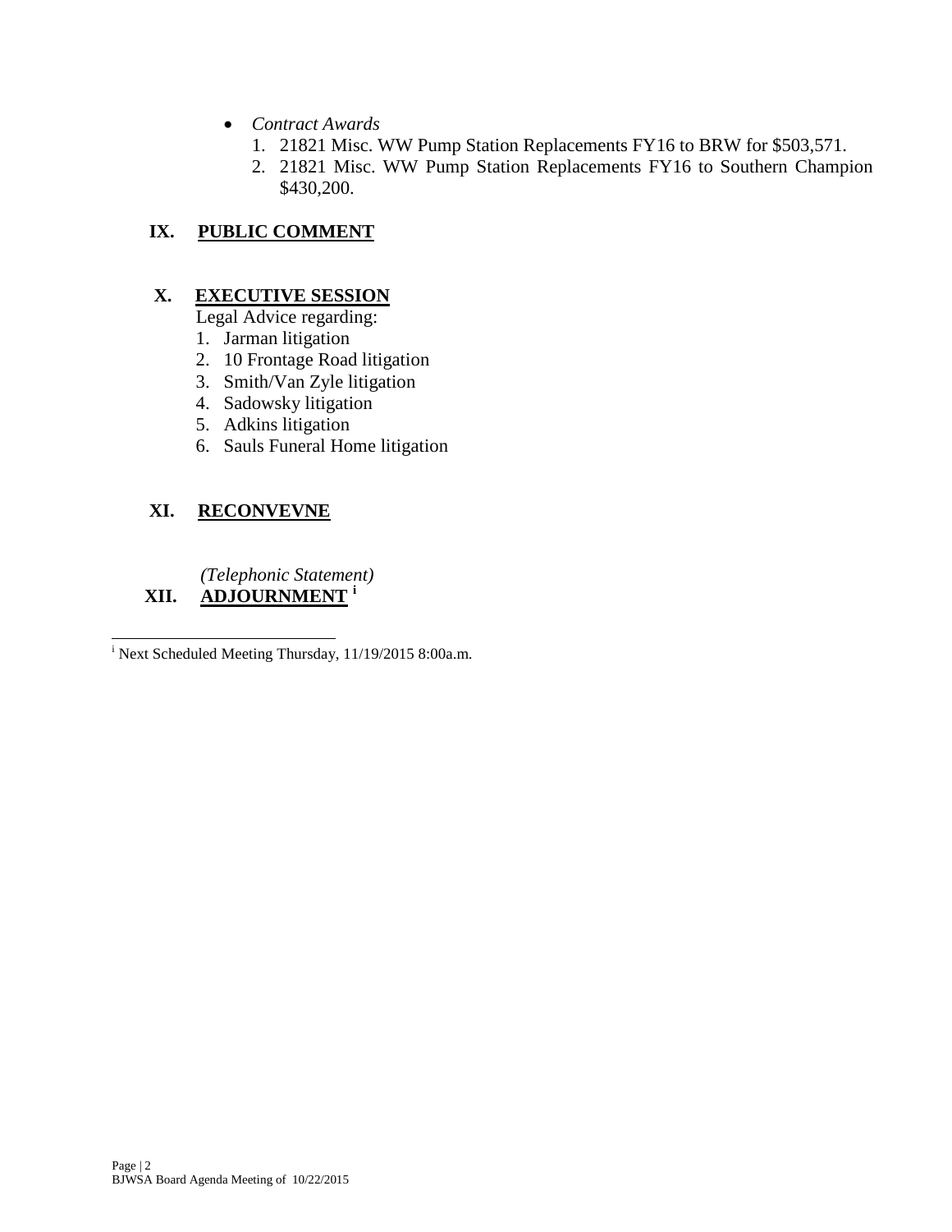- *Contract Awards*
    1. 21821 Misc. WW Pump Station Replacements FY16 to BRW for $503,571.
    2. 21821 Misc. WW Pump Station Replacements FY16 to Southern Champion $430,200.

## IX. **PUBLIC COMMENT**

## X. **EXECUTIVE SESSION**

Legal Advice regarding:

1. Jarman litigation
2. 10 Frontage Road litigation
3. Smith/Van Zyle litigation
4. Sadowsky litigation
5. Adkins litigation
6. Sauls Funeral Home litigation

## XI. **RECONVEVNE**

*(Telephonic Statement)*

## XII. **ADJOURNMENT** [i]

---

[i] Next Scheduled Meeting Thursday, 11/19/2015 8:00a.m.